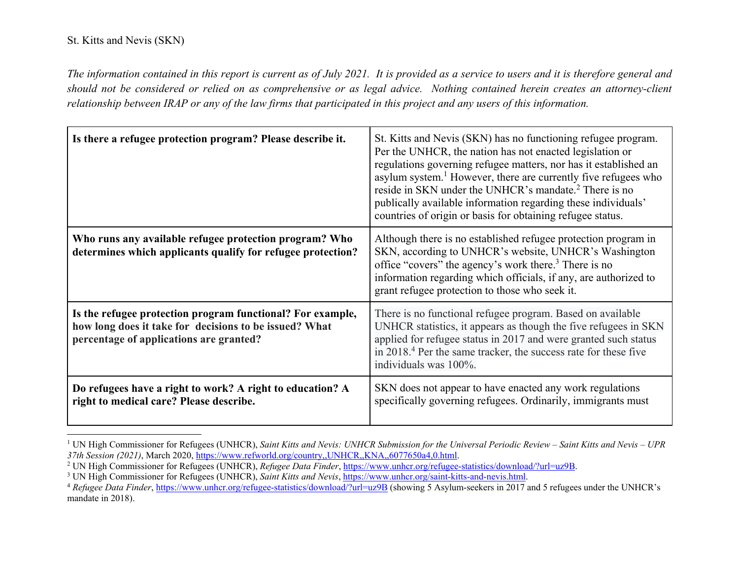St. Kitts and Nevis (SKN)

*The information contained in this report is current as of July 2021. It is provided as a service to users and it is therefore general and should not be considered or relied on as comprehensive or as legal advice. Nothing contained herein creates an attorney-client relationship between IRAP or any of the law firms that participated in this project and any users of this information.*

| **Is there a refugee protection program? Please describe it.** | St. Kitts and Nevis (SKN) has no functioning refugee program. Per the UNHCR, the nation has not enacted legislation or regulations governing refugee matters, nor has it established an asylum system.[1] However, there are currently five refugees who reside in SKN under the UNHCR's mandate.[2] There is no publically available information regarding these individuals' countries of origin or basis for obtaining refugee status. |
|---|---|
| **Who runs any available refugee protection program? Who determines which applicants qualify for refugee protection?** | Although there is no established refugee protection program in SKN, according to UNHCR's website, UNHCR's Washington office "covers" the agency's work there.[3] There is no information regarding which officials, if any, are authorized to grant refugee protection to those who seek it. |
| **Is the refugee protection program functional? For example, how long does it take for decisions to be issued? What percentage of applications are granted?** | There is no functional refugee program. Based on available UNHCR statistics, it appears as though the five refugees in SKN applied for refugee status in 2017 and were granted such status in 2018.[4] Per the same tracker, the success rate for these five individuals was 100%. |
| **Do refugees have a right to work? A right to education? A right to medical care? Please describe.** | SKN does not appear to have enacted any work regulations specifically governing refugees. Ordinarily, immigrants must |

[1] UN High Commissioner for Refugees (UNHCR), *Saint Kitts and Nevis: UNHCR Submission for the Universal Periodic Review – Saint Kitts and Nevis – UPR 37th Session (2021)*, March 2020, https://www.refworld.org/country,,UNHCR,,KNA,,6077650a4,0.html.

[2] UN High Commissioner for Refugees (UNHCR), *Refugee Data Finder*, https://www.unhcr.org/refugee-statistics/download/?url=uz9B.

[3] UN High Commissioner for Refugees (UNHCR), *Saint Kitts and Nevis*, https://www.unhcr.org/saint-kitts-and-nevis.html.

[4] *Refugee Data Finder*, https://www.unhcr.org/refugee-statistics/download/?url=uz9B (showing 5 Asylum-seekers in 2017 and 5 refugees under the UNHCR's mandate in 2018).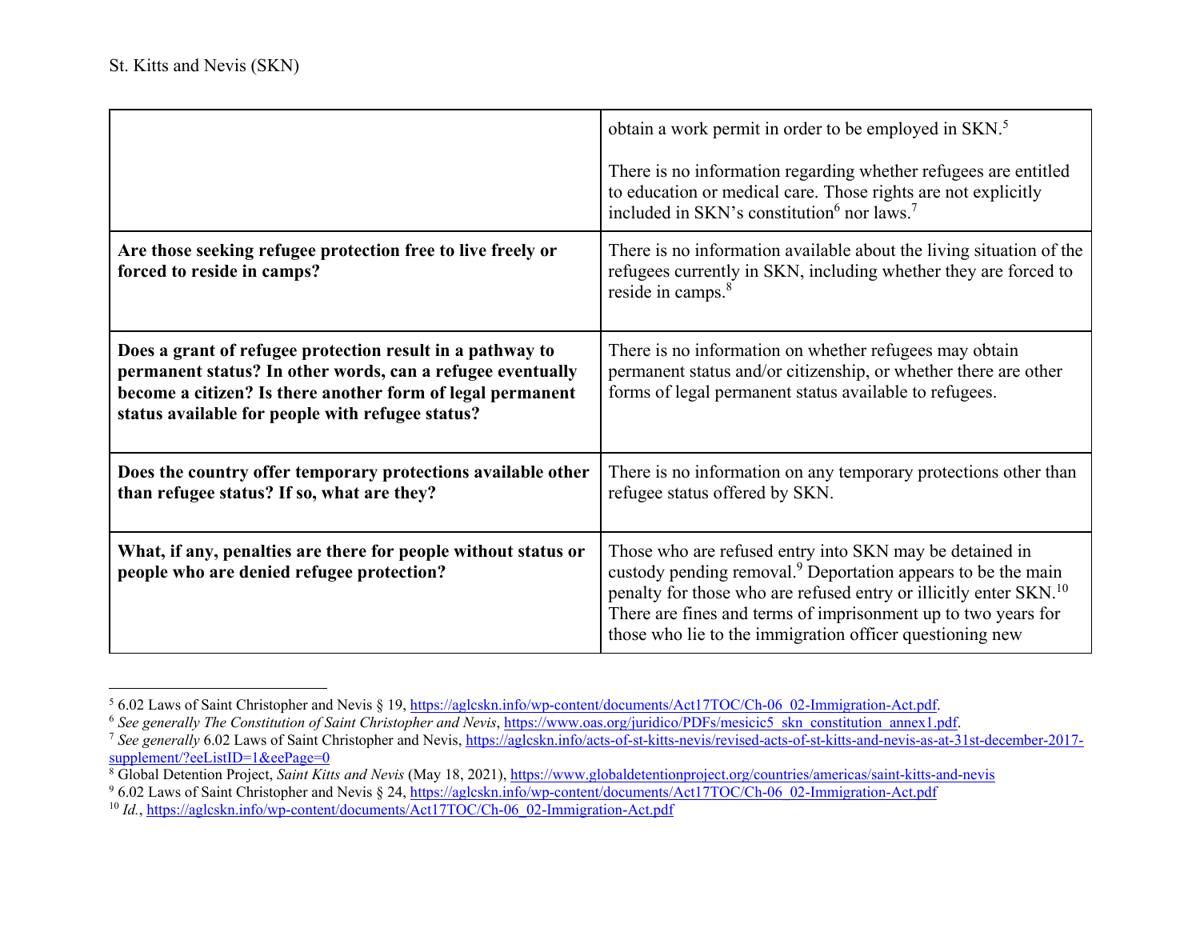St. Kitts and Nevis (SKN)

| | |
|---|---|
| | obtain a work permit in order to be employed in SKN.[5]<br><br>There is no information regarding whether refugees are entitled to education or medical care. Those rights are not explicitly included in SKN's constitution[6] nor laws.[7] |
| **Are those seeking refugee protection free to live freely or forced to reside in camps?** | There is no information available about the living situation of the refugees currently in SKN, including whether they are forced to reside in camps.[8] |
| **Does a grant of refugee protection result in a pathway to permanent status? In other words, can a refugee eventually become a citizen? Is there another form of legal permanent status available for people with refugee status?** | There is no information on whether refugees may obtain permanent status and/or citizenship, or whether there are other forms of legal permanent status available to refugees. |
| **Does the country offer temporary protections available other than refugee status? If so, what are they?** | There is no information on any temporary protections other than refugee status offered by SKN. |
| **What, if any, penalties are there for people without status or people who are denied refugee protection?** | Those who are refused entry into SKN may be detained in custody pending removal.[9] Deportation appears to be the main penalty for those who are refused entry or illicitly enter SKN.[10] There are fines and terms of imprisonment up to two years for those who lie to the immigration officer questioning new |

[5] 6.02 Laws of Saint Christopher and Nevis § 19, https://aglcskn.info/wp-content/documents/Act17TOC/Ch-06_02-Immigration-Act.pdf.

[6] *See generally The Constitution of Saint Christopher and Nevis*, https://www.oas.org/juridico/PDFs/mesicic5_skn_constitution_annex1.pdf.

[7] *See generally* 6.02 Laws of Saint Christopher and Nevis, https://aglcskn.info/acts-of-st-kitts-nevis/revised-acts-of-st-kitts-and-nevis-as-at-31st-december-2017-supplement/?eeListID=1&eePage=0

[8] Global Detention Project, *Saint Kitts and Nevis* (May 18, 2021), https://www.globaldetentionproject.org/countries/americas/saint-kitts-and-nevis

[9] 6.02 Laws of Saint Christopher and Nevis § 24, https://aglcskn.info/wp-content/documents/Act17TOC/Ch-06_02-Immigration-Act.pdf

[10] *Id.*, https://aglcskn.info/wp-content/documents/Act17TOC/Ch-06_02-Immigration-Act.pdf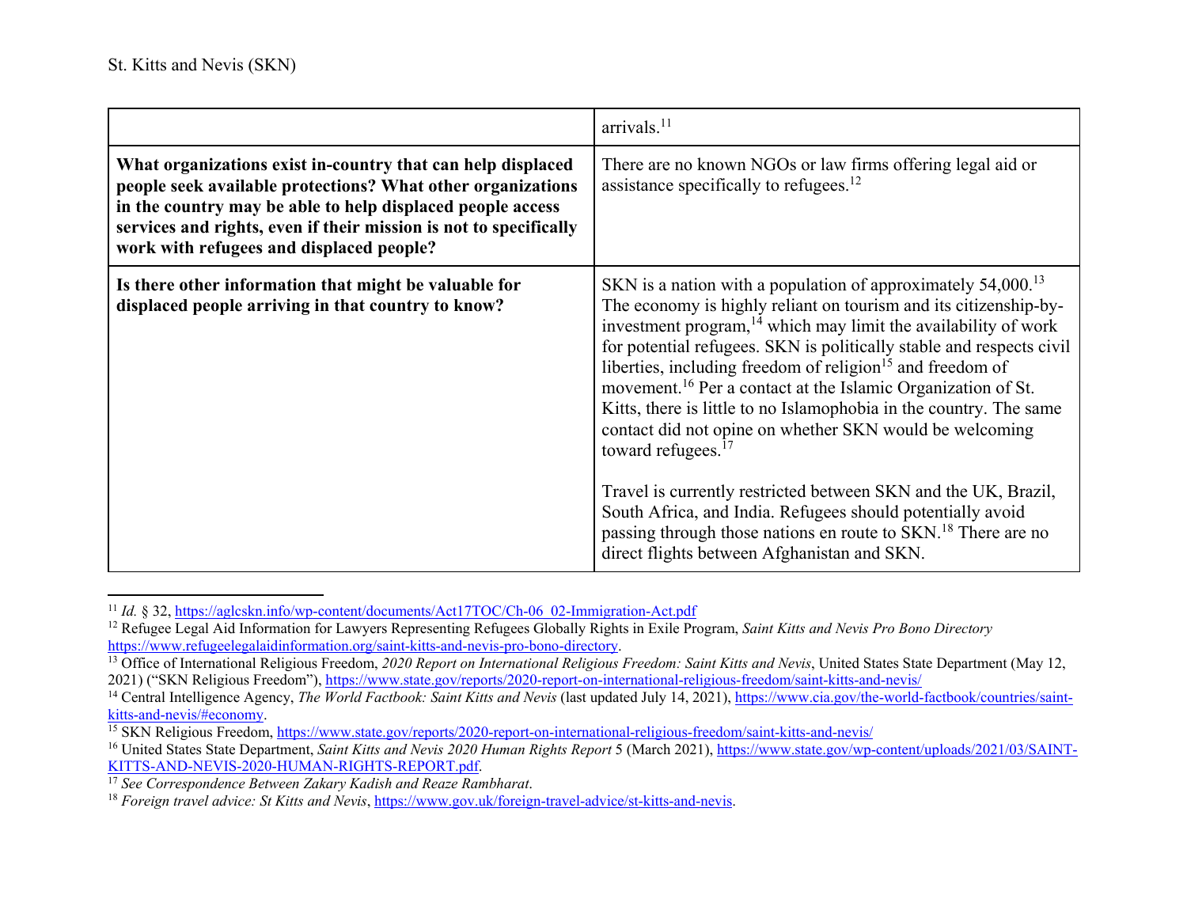|  |  |
|---|---|
|  | arrivals.[11] |
| **What organizations exist in-country that can help displaced people seek available protections? What other organizations in the country may be able to help displaced people access services and rights, even if their mission is not to specifically work with refugees and displaced people?** | There are no known NGOs or law firms offering legal aid or assistance specifically to refugees.[12] |
| **Is there other information that might be valuable for displaced people arriving in that country to know?** | SKN is a nation with a population of approximately 54,000.[13] The economy is highly reliant on tourism and its citizenship-by-investment program,[14] which may limit the availability of work for potential refugees. SKN is politically stable and respects civil liberties, including freedom of religion[15] and freedom of movement.[16] Per a contact at the Islamic Organization of St. Kitts, there is little to no Islamophobia in the country. The same contact did not opine on whether SKN would be welcoming toward refugees.[17]<br><br>Travel is currently restricted between SKN and the UK, Brazil, South Africa, and India. Refugees should potentially avoid passing through those nations en route to SKN.[18] There are no direct flights between Afghanistan and SKN. |

---

[11] *Id.* § 32, https://aglcskn.info/wp-content/documents/Act17TOC/Ch-06_02-Immigration-Act.pdf

[12] Refugee Legal Aid Information for Lawyers Representing Refugees Globally Rights in Exile Program, *Saint Kitts and Nevis Pro Bono Directory* https://www.refugeelegalaidinformation.org/saint-kitts-and-nevis-pro-bono-directory.

[13] Office of International Religious Freedom, *2020 Report on International Religious Freedom: Saint Kitts and Nevis*, United States State Department (May 12, 2021) ("SKN Religious Freedom"), https://www.state.gov/reports/2020-report-on-international-religious-freedom/saint-kitts-and-nevis/

[14] Central Intelligence Agency, *The World Factbook: Saint Kitts and Nevis* (last updated July 14, 2021), https://www.cia.gov/the-world-factbook/countries/saint-kitts-and-nevis/#economy.

[15] SKN Religious Freedom, https://www.state.gov/reports/2020-report-on-international-religious-freedom/saint-kitts-and-nevis/

[16] United States State Department, *Saint Kitts and Nevis 2020 Human Rights Report* 5 (March 2021), https://www.state.gov/wp-content/uploads/2021/03/SAINT-KITTS-AND-NEVIS-2020-HUMAN-RIGHTS-REPORT.pdf.

[17] *See Correspondence Between Zakary Kadish and Reaze Rambharat*.

[18] *Foreign travel advice: St Kitts and Nevis*, https://www.gov.uk/foreign-travel-advice/st-kitts-and-nevis.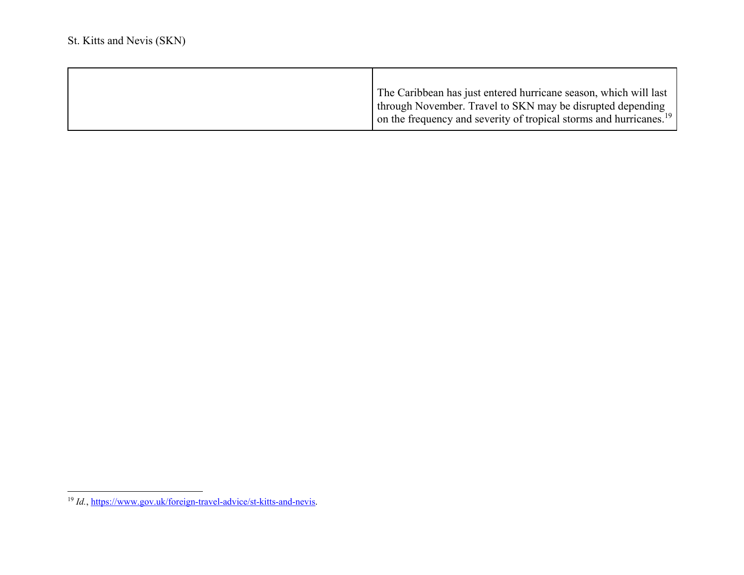| | |
|---|---|
| | The Caribbean has just entered hurricane season, which will last through November. Travel to SKN may be disrupted depending on the frequency and severity of tropical storms and hurricanes.[19] |

[19] *Id.*, https://www.gov.uk/foreign-travel-advice/st-kitts-and-nevis.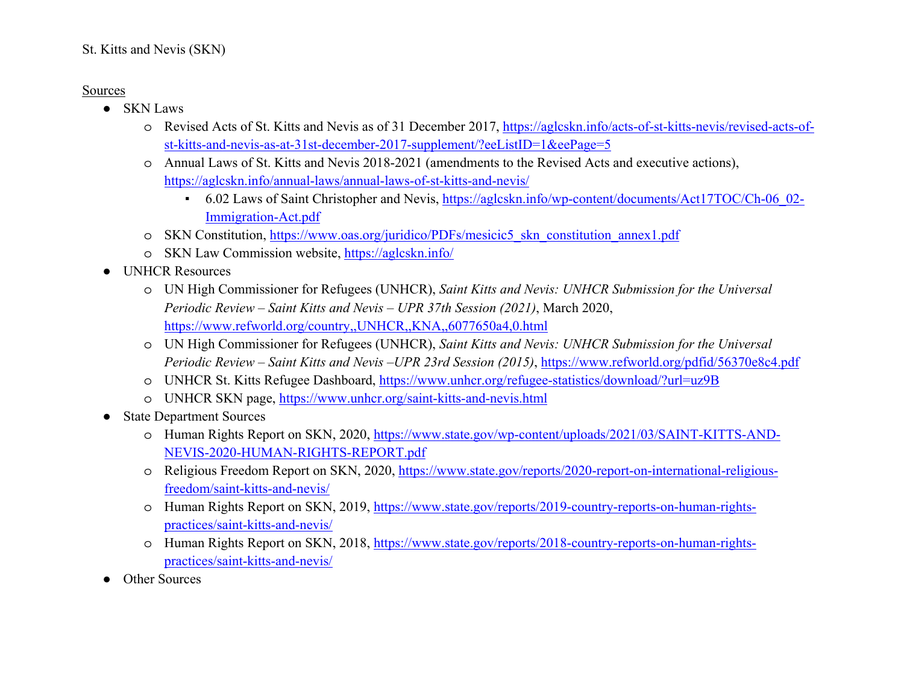St. Kitts and Nevis (SKN)

Sources

- SKN Laws
  - Revised Acts of St. Kitts and Nevis as of 31 December 2017, https://aglcskn.info/acts-of-st-kitts-nevis/revised-acts-of-st-kitts-and-nevis-as-at-31st-december-2017-supplement/?eeListID=1&eePage=5
  - Annual Laws of St. Kitts and Nevis 2018-2021 (amendments to the Revised Acts and executive actions), https://aglcskn.info/annual-laws/annual-laws-of-st-kitts-and-nevis/
    - 6.02 Laws of Saint Christopher and Nevis, https://aglcskn.info/wp-content/documents/Act17TOC/Ch-06_02-Immigration-Act.pdf
  - SKN Constitution, https://www.oas.org/juridico/PDFs/mesicic5_skn_constitution_annex1.pdf
  - SKN Law Commission website, https://aglcskn.info/
- UNHCR Resources
  - UN High Commissioner for Refugees (UNHCR), *Saint Kitts and Nevis: UNHCR Submission for the Universal Periodic Review – Saint Kitts and Nevis – UPR 37th Session (2021)*, March 2020, https://www.refworld.org/country,,UNHCR,,KNA,,6077650a4,0.html
  - UN High Commissioner for Refugees (UNHCR), *Saint Kitts and Nevis: UNHCR Submission for the Universal Periodic Review – Saint Kitts and Nevis –UPR 23rd Session (2015)*, https://www.refworld.org/pdfid/56370e8c4.pdf
  - UNHCR St. Kitts Refugee Dashboard, https://www.unhcr.org/refugee-statistics/download/?url=uz9B
  - UNHCR SKN page, https://www.unhcr.org/saint-kitts-and-nevis.html
- State Department Sources
  - Human Rights Report on SKN, 2020, https://www.state.gov/wp-content/uploads/2021/03/SAINT-KITTS-AND-NEVIS-2020-HUMAN-RIGHTS-REPORT.pdf
  - Religious Freedom Report on SKN, 2020, https://www.state.gov/reports/2020-report-on-international-religious-freedom/saint-kitts-and-nevis/
  - Human Rights Report on SKN, 2019, https://www.state.gov/reports/2019-country-reports-on-human-rights-practices/saint-kitts-and-nevis/
  - Human Rights Report on SKN, 2018, https://www.state.gov/reports/2018-country-reports-on-human-rights-practices/saint-kitts-and-nevis/
- Other Sources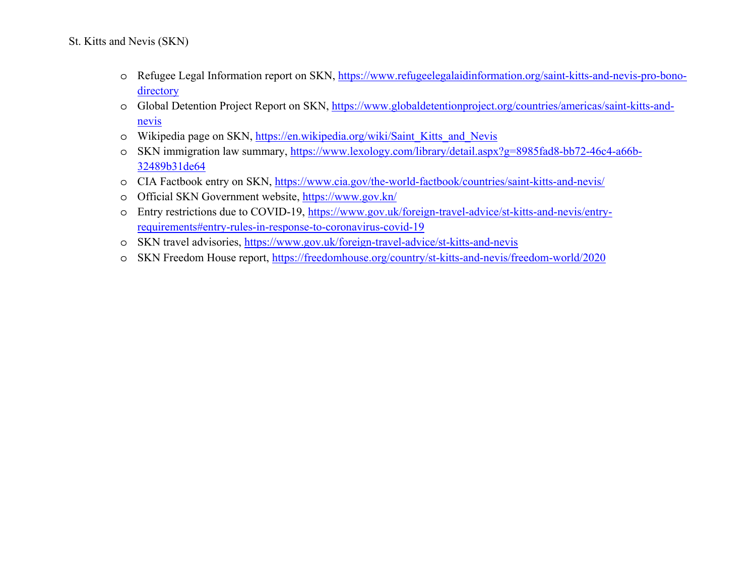St. Kitts and Nevis (SKN)

- Refugee Legal Information report on SKN, https://www.refugeelegalaidinformation.org/saint-kitts-and-nevis-pro-bono-directory
- Global Detention Project Report on SKN, https://www.globaldetentionproject.org/countries/americas/saint-kitts-and-nevis
- Wikipedia page on SKN, https://en.wikipedia.org/wiki/Saint_Kitts_and_Nevis
- SKN immigration law summary, https://www.lexology.com/library/detail.aspx?g=8985fad8-bb72-46c4-a66b-32489b31de64
- CIA Factbook entry on SKN, https://www.cia.gov/the-world-factbook/countries/saint-kitts-and-nevis/
- Official SKN Government website, https://www.gov.kn/
- Entry restrictions due to COVID-19, https://www.gov.uk/foreign-travel-advice/st-kitts-and-nevis/entry-requirements#entry-rules-in-response-to-coronavirus-covid-19
- SKN travel advisories, https://www.gov.uk/foreign-travel-advice/st-kitts-and-nevis
- SKN Freedom House report, https://freedomhouse.org/country/st-kitts-and-nevis/freedom-world/2020